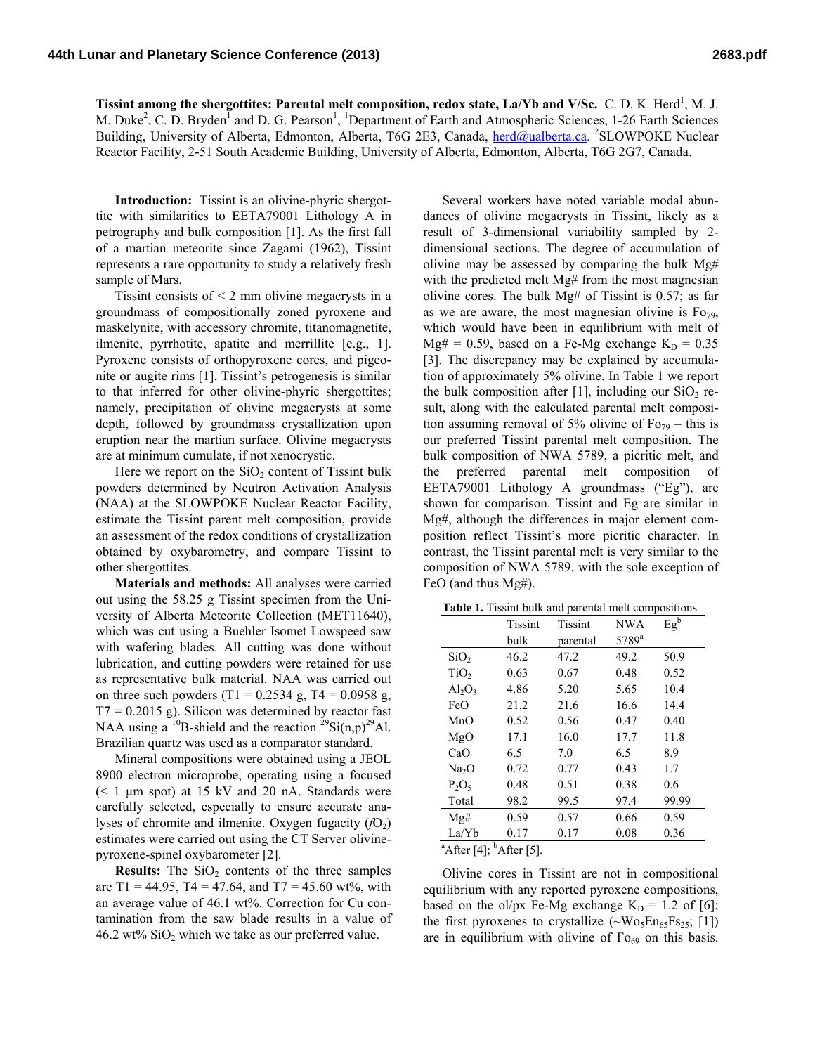**Tissint among the shergottites: Parental melt composition, redox state, La/Yb and V/Sc.** C. D. K. Herd[1], M. J. M. Duke[2], C. D. Bryden[1] and D. G. Pearson[1], [1]Department of Earth and Atmospheric Sciences, 1-26 Earth Sciences Building, University of Alberta, Edmonton, Alberta, T6G 2E3, Canada, herd@ualberta.ca. [2]SLOWPOKE Nuclear Reactor Facility, 2-51 South Academic Building, University of Alberta, Edmonton, Alberta, T6G 2G7, Canada.

**Introduction:** Tissint is an olivine-phyric shergottite with similarities to EETA79001 Lithology A in petrography and bulk composition [1]. As the first fall of a martian meteorite since Zagami (1962), Tissint represents a rare opportunity to study a relatively fresh sample of Mars.

Tissint consists of < 2 mm olivine megacrysts in a groundmass of compositionally zoned pyroxene and maskelynite, with accessory chromite, titanomagnetite, ilmenite, pyrrhotite, apatite and merrillite [e.g., 1]. Pyroxene consists of orthopyroxene cores, and pigeonite or augite rims [1]. Tissint's petrogenesis is similar to that inferred for other olivine-phyric shergottites; namely, precipitation of olivine megacrysts at some depth, followed by groundmass crystallization upon eruption near the martian surface. Olivine megacrysts are at minimum cumulate, if not xenocrystic.

Here we report on the $SiO_2$ content of Tissint bulk powders determined by Neutron Activation Analysis (NAA) at the SLOWPOKE Nuclear Reactor Facility, estimate the Tissint parent melt composition, provide an assessment of the redox conditions of crystallization obtained by oxybarometry, and compare Tissint to other shergottites.

**Materials and methods:** All analyses were carried out using the 58.25 g Tissint specimen from the University of Alberta Meteorite Collection (MET11640), which was cut using a Buehler Isomet Lowspeed saw with wafering blades. All cutting was done without lubrication, and cutting powders were retained for use as representative bulk material. NAA was carried out on three such powders (T1 = 0.2534 g, T4 = 0.0958 g, T7 = 0.2015 g). Silicon was determined by reactor fast NAA using a $^{10}B$-shield and the reaction $^{29}Si(n,p)^{29}Al$. Brazilian quartz was used as a comparator standard.

Mineral compositions were obtained using a JEOL 8900 electron microprobe, operating using a focused (< 1 μm spot) at 15 kV and 20 nA. Standards were carefully selected, especially to ensure accurate analyses of chromite and ilmenite. Oxygen fugacity ($fO_2$) estimates were carried out using the CT Server olivine-pyroxene-spinel oxybarometer [2].

**Results:** The $SiO_2$ contents of the three samples are T1 = 44.95, T4 = 47.64, and T7 = 45.60 wt%, with an average value of 46.1 wt%. Correction for Cu contamination from the saw blade results in a value of 46.2 wt% $SiO_2$ which we take as our preferred value.

Several workers have noted variable modal abundances of olivine megacrysts in Tissint, likely as a result of 3-dimensional variability sampled by 2-dimensional sections. The degree of accumulation of olivine may be assessed by comparing the bulk Mg# with the predicted melt Mg# from the most magnesian olivine cores. The bulk Mg# of Tissint is 0.57; as far as we are aware, the most magnesian olivine is $Fo_{79}$, which would have been in equilibrium with melt of Mg# = 0.59, based on a Fe-Mg exchange $K_D$ = 0.35 [3]. The discrepancy may be explained by accumulation of approximately 5% olivine. In Table 1 we report the bulk composition after [1], including our $SiO_2$ result, along with the calculated parental melt composition assuming removal of 5% olivine of $Fo_{79}$ – this is our preferred Tissint parental melt composition. The bulk composition of NWA 5789, a picritic melt, and the preferred parental melt composition of EETA79001 Lithology A groundmass ("Eg"), are shown for comparison. Tissint and Eg are similar in Mg#, although the differences in major element composition reflect Tissint's more picritic character. In contrast, the Tissint parental melt is very similar to the composition of NWA 5789, with the sole exception of FeO (and thus Mg#).

**Table 1.** Tissint bulk and parental melt compositions

| | Tissint bulk | Tissint parental | NWA 5789[a] | Eg[b] |
|---|---|---|---|---|
| $SiO_2$ | 46.2 | 47.2 | 49.2 | 50.9 |
| $TiO_2$ | 0.63 | 0.67 | 0.48 | 0.52 |
| $Al_2O_3$ | 4.86 | 5.20 | 5.65 | 10.4 |
| FeO | 21.2 | 21.6 | 16.6 | 14.4 |
| MnO | 0.52 | 0.56 | 0.47 | 0.40 |
| MgO | 17.1 | 16.0 | 17.7 | 11.8 |
| CaO | 6.5 | 7.0 | 6.5 | 8.9 |
| $Na_2O$ | 0.72 | 0.77 | 0.43 | 1.7 |
| $P_2O_5$ | 0.48 | 0.51 | 0.38 | 0.6 |
| Total | 98.2 | 99.5 | 97.4 | 99.99 |
| Mg# | 0.59 | 0.57 | 0.66 | 0.59 |
| La/Yb | 0.17 | 0.17 | 0.08 | 0.36 |

[a]After [4]; [b]After [5].

Olivine cores in Tissint are not in compositional equilibrium with any reported pyroxene compositions, based on the ol/px Fe-Mg exchange $K_D$ = 1.2 of [6]; the first pyroxenes to crystallize (~$Wo_5En_{65}Fs_{25}$; [1]) are in equilibrium with olivine of $Fo_{69}$ on this basis.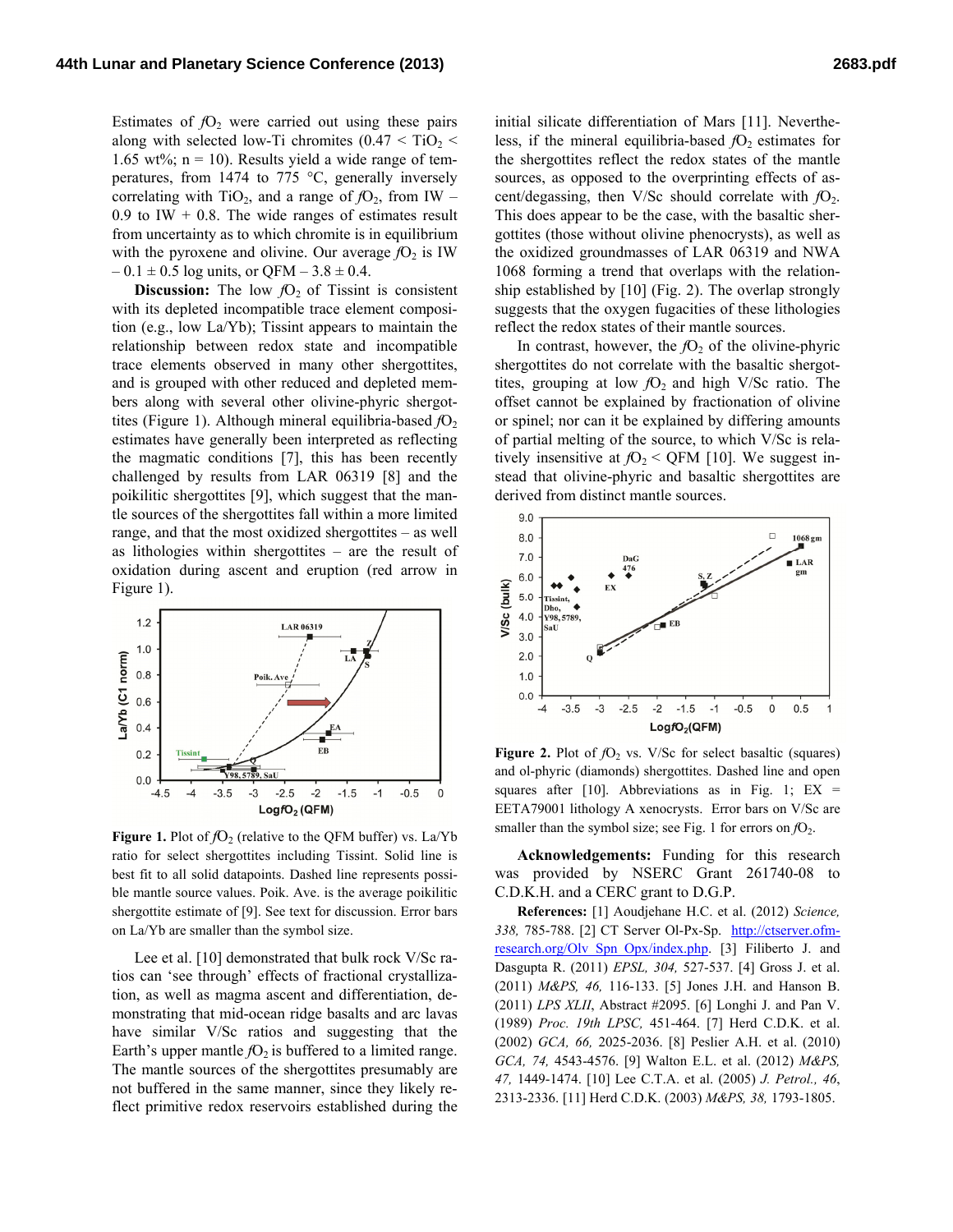Estimates of $fO_2$ were carried out using these pairs along with selected low-Ti chromites ($0.47 < TiO_2 < 1.65$ wt%; n = 10). Results yield a wide range of temperatures, from 1474 to 775 °C, generally inversely correlating with $TiO_2$, and a range of $fO_2$, from IW – 0.9 to IW + 0.8. The wide ranges of estimates result from uncertainty as to which chromite is in equilibrium with the pyroxene and olivine. Our average $fO_2$ is IW – 0.1 ± 0.5 log units, or QFM – 3.8 ± 0.4.

**Discussion:** The low $fO_2$ of Tissint is consistent with its depleted incompatible trace element composition (e.g., low La/Yb); Tissint appears to maintain the relationship between redox state and incompatible trace elements observed in many other shergottites, and is grouped with other reduced and depleted members along with several other olivine-phyric shergottites (Figure 1). Although mineral equilibria-based $fO_2$ estimates have generally been interpreted as reflecting the magmatic conditions [7], this has been recently challenged by results from LAR 06319 [8] and the poikilitic shergottites [9], which suggest that the mantle sources of the shergottites fall within a more limited range, and that the most oxidized shergottites – as well as lithologies within shergottites – are the result of oxidation during ascent and eruption (red arrow in Figure 1).

LAR 06319
Z
LA
S
Poik. Ave
EA
EB
Tissint
Y98, 5789, SaU
1.2
1.0
0.8
0.6
0.4
0.2
0.0
La/Yb (C1 norm)
-4.5 -4 -3.5 -3 -2.5 -2 -1.5 -1 -0.5 0
Log$fO_2$ (QFM)

**Figure 1.** Plot of $fO_2$ (relative to the QFM buffer) vs. La/Yb ratio for select shergottites including Tissint. Solid line is best fit to all solid datapoints. Dashed line represents possible mantle source values. Poik. Ave. is the average poikilitic shergottite estimate of [9]. See text for discussion. Error bars on La/Yb are smaller than the symbol size.

Lee et al. [10] demonstrated that bulk rock V/Sc ratios can 'see through' effects of fractional crystallization, as well as magma ascent and differentiation, demonstrating that mid-ocean ridge basalts and arc lavas have similar V/Sc ratios and suggesting that the Earth's upper mantle $fO_2$ is buffered to a limited range. The mantle sources of the shergottites presumably are not buffered in the same manner, since they likely reflect primitive redox reservoirs established during the initial silicate differentiation of Mars [11]. Nevertheless, if the mineral equilibria-based $fO_2$ estimates for the shergottites reflect the redox states of the mantle sources, as opposed to the overprinting effects of ascent/degassing, then V/Sc should correlate with $fO_2$. This does appear to be the case, with the basaltic shergottites (those without olivine phenocrysts), as well as the oxidized groundmasses of LAR 06319 and NWA 1068 forming a trend that overlaps with the relationship established by [10] (Fig. 2). The overlap strongly suggests that the oxygen fugacities of these lithologies reflect the redox states of their mantle sources.

In contrast, however, the $fO_2$ of the olivine-phyric shergottites do not correlate with the basaltic shergottites, grouping at low $fO_2$ and high V/Sc ratio. The offset cannot be explained by fractionation of olivine or spinel; nor can it be explained by differing amounts of partial melting of the source, to which V/Sc is relatively insensitive at $fO_2$ < QFM [10]. We suggest instead that olivine-phyric and basaltic shergottites are derived from distinct mantle sources.

1068 gm
LAR gm
DaG 476
EX
S, Z
Tissint, Dho, Y98, 5789, SaU
EB
Q
9.0
8.0
7.0
6.0
5.0
4.0
3.0
2.0
1.0
0.0
V/Sc (bulk)
-4 -3.5 -3 -2.5 -2 -1.5 -1 -0.5 0 0.5 1
Log$fO_2$(QFM)

**Figure 2.** Plot of $fO_2$ vs. V/Sc for select basaltic (squares) and ol-phyric (diamonds) shergottites. Dashed line and open squares after [10]. Abbreviations as in Fig. 1; EX = EETA79001 lithology A xenocrysts. Error bars on V/Sc are smaller than the symbol size; see Fig. 1 for errors on $fO_2$.

**Acknowledgements:** Funding for this research was provided by NSERC Grant 261740-08 to C.D.K.H. and a CERC grant to D.G.P.

**References:** [1] Aoudjehane H.C. et al. (2012) *Science, 338,* 785-788. [2] CT Server Ol-Px-Sp. http://ctserver.ofm-research.org/Olv_Spn_Opx/index.php. [3] Filiberto J. and Dasgupta R. (2011) *EPSL, 304,* 527-537. [4] Gross J. et al. (2011) *M&PS, 46,* 116-133. [5] Jones J.H. and Hanson B. (2011) *LPS XLII*, Abstract #2095. [6] Longhi J. and Pan V. (1989) *Proc. 19th LPSC,* 451-464. [7] Herd C.D.K. et al. (2002) *GCA, 66,* 2025-2036. [8] Peslier A.H. et al. (2010) *GCA, 74,* 4543-4576. [9] Walton E.L. et al. (2012) *M&PS, 47,* 1449-1474. [10] Lee C.T.A. et al. (2005) *J. Petrol., 46*, 2313-2336. [11] Herd C.D.K. (2003) *M&PS, 38,* 1793-1805.